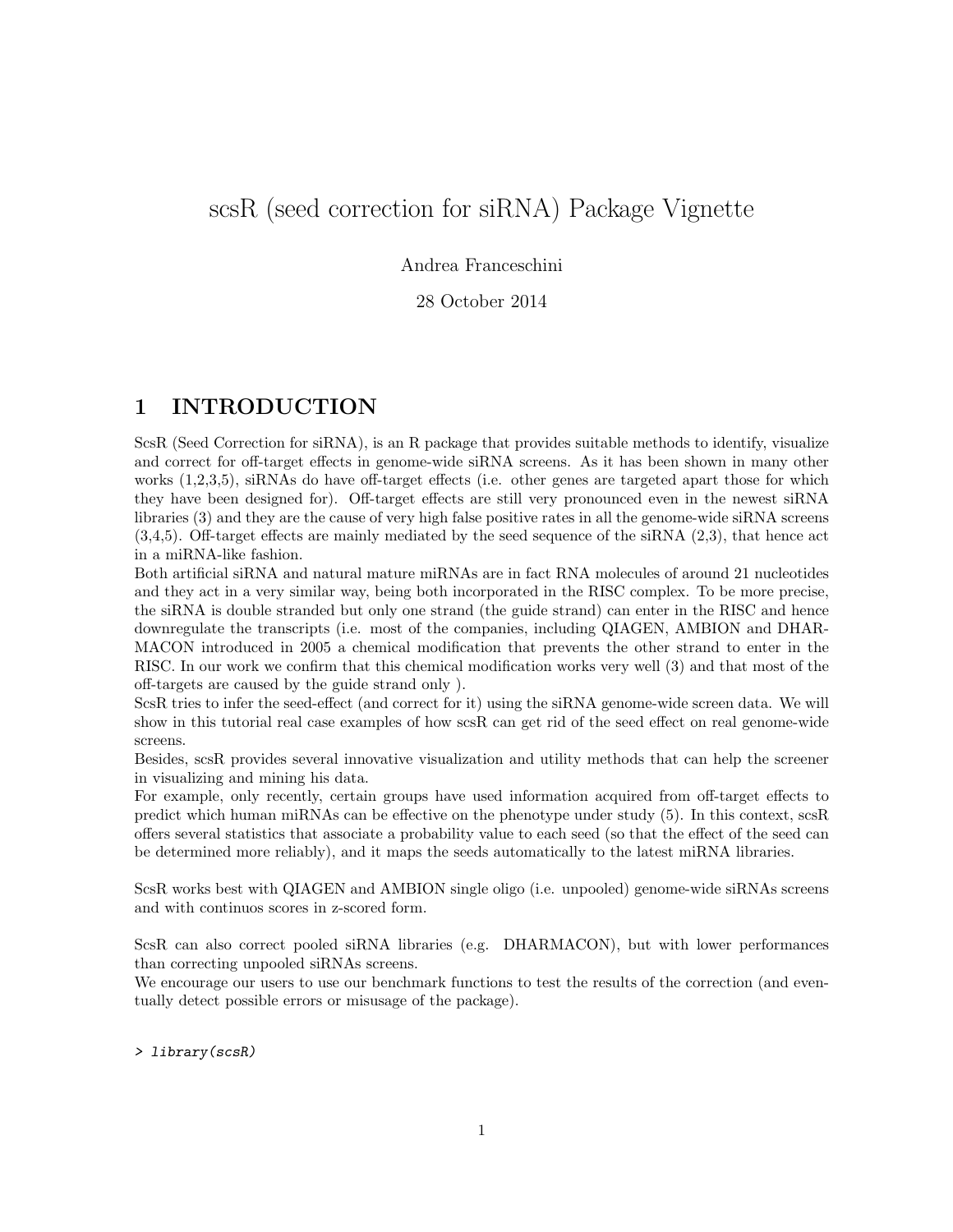// scsR (seed correction for siRNA) Package Vignette

Andrea Franceschini

28 October 2014

## 1 INTRODUCTION

ScsR (Seed Correction for siRNA), is an R package that provides suitable methods to identify, visualize and correct for off-target effects in genome-wide siRNA screens. As it has been shown in many other works (1,2,3,5), siRNAs do have off-target effects (i.e. other genes are targeted apart those for which they have been designed for). Off-target effects are still very pronounced even in the newest siRNA libraries (3) and they are the cause of very high false positive rates in all the genome-wide siRNA screens (3,4,5). Off-target effects are mainly mediated by the seed sequence of the siRNA (2,3), that hence act in a miRNA-like fashion.

Both artificial siRNA and natural mature miRNAs are in fact RNA molecules of around 21 nucleotides and they act in a very similar way, being both incorporated in the RISC complex. To be more precise, the siRNA is double stranded but only one strand (the guide strand) can enter in the RISC and hence downregulate the transcripts (i.e. most of the companies, including QIAGEN, AMBION and DHARMACON introduced in 2005 a chemical modification that prevents the other strand to enter in the RISC. In our work we confirm that this chemical modification works very well (3) and that most of the off-targets are caused by the guide strand only ).

ScsR tries to infer the seed-effect (and correct for it) using the siRNA genome-wide screen data. We will show in this tutorial real case examples of how scsR can get rid of the seed effect on real genome-wide screens.

Besides, scsR provides several innovative visualization and utility methods that can help the screener in visualizing and mining his data.

For example, only recently, certain groups have used information acquired from off-target effects to predict which human miRNAs can be effective on the phenotype under study (5). In this context, scsR offers several statistics that associate a probability value to each seed (so that the effect of the seed can be determined more reliably), and it maps the seeds automatically to the latest miRNA libraries.

ScsR works best with QIAGEN and AMBION single oligo (i.e. unpooled) genome-wide siRNAs screens and with continuos scores in z-scored form.

ScsR can also correct pooled siRNA libraries (e.g. DHARMACON), but with lower performances than correcting unpooled siRNAs screens.

We encourage our users to use our benchmark functions to test the results of the correction (and eventually detect possible errors or misusage of the package).

```
> library(scsR)
```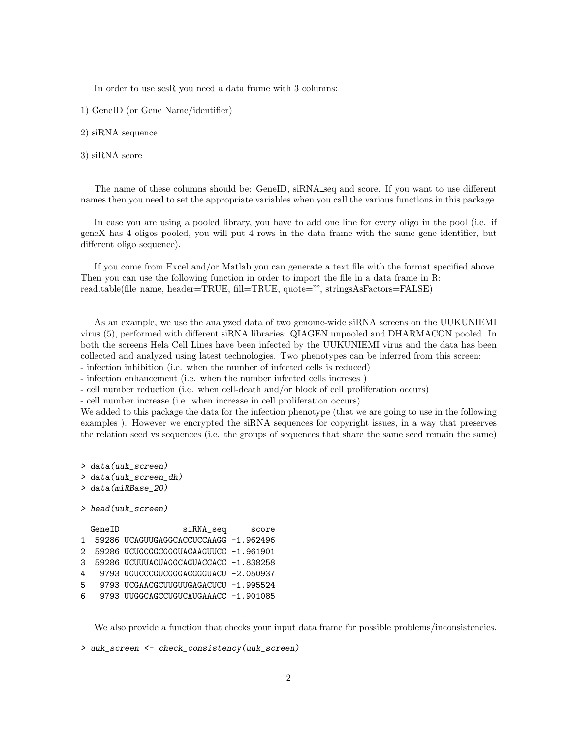In order to use scsR you need a data frame with 3 columns:

1) GeneID (or Gene Name/identifier)

2) siRNA sequence

3) siRNA score

The name of these columns should be: GeneID, siRNA_seq and score. If you want to use different names then you need to set the appropriate variables when you call the various functions in this package.

In case you are using a pooled library, you have to add one line for every oligo in the pool (i.e. if geneX has 4 oligos pooled, you will put 4 rows in the data frame with the same gene identifier, but different oligo sequence).

If you come from Excel and/or Matlab you can generate a text file with the format specified above. Then you can use the following function in order to import the file in a data frame in R: read.table(file_name, header=TRUE, fill=TRUE, quote="", stringsAsFactors=FALSE)

As an example, we use the analyzed data of two genome-wide siRNA screens on the UUKUNIEMI virus (5), performed with different siRNA libraries: QIAGEN unpooled and DHARMACON pooled. In both the screens Hela Cell Lines have been infected by the UUKUNIEMI virus and the data has been collected and analyzed using latest technologies. Two phenotypes can be inferred from this screen:
- infection inhibition (i.e. when the number of infected cells is reduced)
- infection enhancement (i.e. when the number infected cells increses )
- cell number reduction (i.e. when cell-death and/or block of cell proliferation occurs)
- cell number increase (i.e. when increase in cell proliferation occurs)

We added to this package the data for the infection phenotype (that we are going to use in the following examples ). However we encrypted the siRNA sequences for copyright issues, in a way that preserves the relation seed vs sequences (i.e. the groups of sequences that share the same seed remain the same)

```
> data(uuk_screen)
> data(uuk_screen_dh)
> data(miRBase_20)

> head(uuk_screen)

  GeneID             siRNA_seq     score
1  59286 UCAGUUGAGGCACCUCCAAGG -1.962496
2  59286 UCUGCGGCGGGUACAAGUUCC -1.961901
3  59286 UCUUUACUAGGCAGUACCACC -1.838258
4   9793 UGUCCCGUCGGGACGGGUACU -2.050937
5   9793 UCGAACGCUUGUUGAGACUCU -1.995524
6   9793 UUGGCAGCCUGUCAUGAAACC -1.901085
```

We also provide a function that checks your input data frame for possible problems/inconsistencies.

```
> uuk_screen <- check_consistency(uuk_screen)
```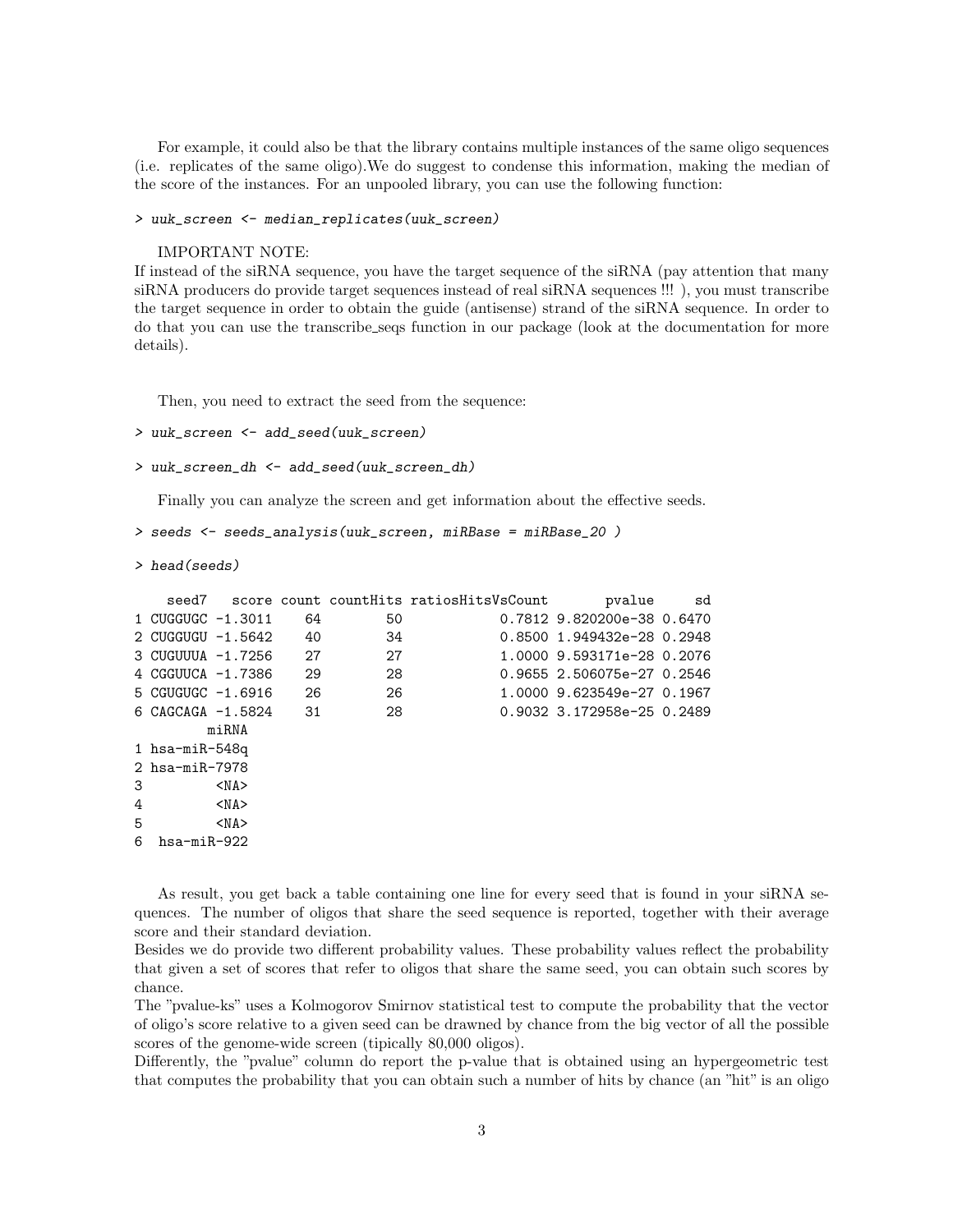For example, it could also be that the library contains multiple instances of the same oligo sequences (i.e. replicates of the same oligo).We do suggest to condense this information, making the median of the score of the instances. For an unpooled library, you can use the following function:

```
> uuk_screen <- median_replicates(uuk_screen)
```

IMPORTANT NOTE:
If instead of the siRNA sequence, you have the target sequence of the siRNA (pay attention that many siRNA producers do provide target sequences instead of real siRNA sequences !!! ), you must transcribe the target sequence in order to obtain the guide (antisense) strand of the siRNA sequence. In order to do that you can use the transcribe_seqs function in our package (look at the documentation for more details).

Then, you need to extract the seed from the sequence:

```
> uuk_screen <- add_seed(uuk_screen)
```

```
> uuk_screen_dh <- add_seed(uuk_screen_dh)
```

Finally you can analyze the screen and get information about the effective seeds.

```
> seeds <- seeds_analysis(uuk_screen, miRBase = miRBase_20 )
```

```
> head(seeds)
```

```
    seed7   score count countHits ratiosHitsVsCount       pvalue     sd
1 CUGGUGC -1.3011    64        50            0.7812 9.820200e-38 0.6470
2 CUGGUGU -1.5642    40        34            0.8500 1.949432e-28 0.2948
3 CUGUUUA -1.7256    27        27            1.0000 9.593171e-28 0.2076
4 CGGUUCA -1.7386    29        28            0.9655 2.506075e-27 0.2546
5 CGUGUGC -1.6916    26        26            1.0000 9.623549e-27 0.1967
6 CAGCAGA -1.5824    31        28            0.9032 3.172958e-25 0.2489
         miRNA
1 hsa-miR-548q
2 hsa-miR-7978
3         <NA>
4         <NA>
5         <NA>
6  hsa-miR-922
```

As result, you get back a table containing one line for every seed that is found in your siRNA sequences. The number of oligos that share the seed sequence is reported, together with their average score and their standard deviation.
Besides we do provide two different probability values. These probability values reflect the probability that given a set of scores that refer to oligos that share the same seed, you can obtain such scores by chance.
The "pvalue-ks" uses a Kolmogorov Smirnov statistical test to compute the probability that the vector of oligo's score relative to a given seed can be drawned by chance from the big vector of all the possible scores of the genome-wide screen (tipically 80,000 oligos).
Differently, the "pvalue" column do report the p-value that is obtained using an hypergeometric test that computes the probability that you can obtain such a number of hits by chance (an "hit" is an oligo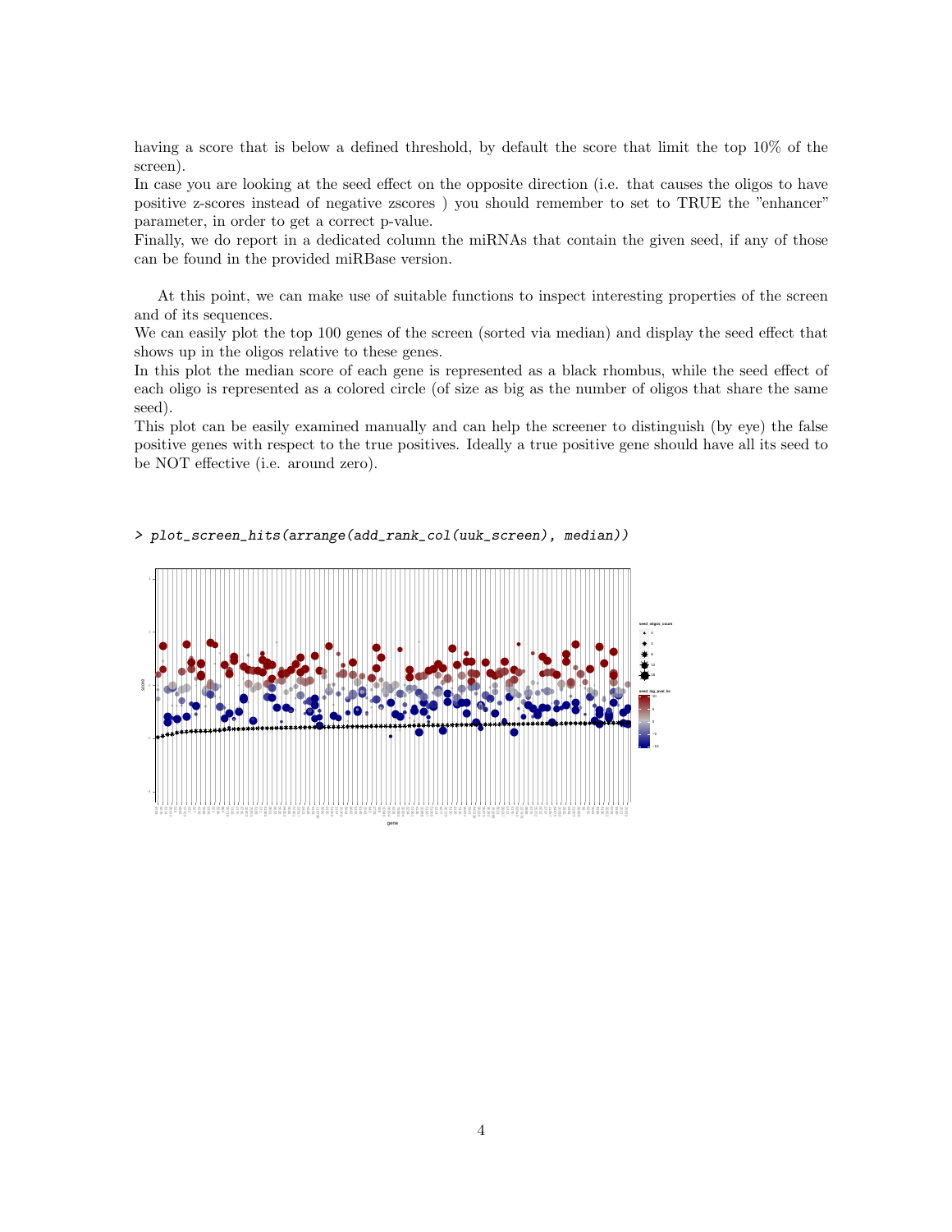having a score that is below a defined threshold, by default the score that limit the top 10% of the screen).
In case you are looking at the seed effect on the opposite direction (i.e. that causes the oligos to have positive z-scores instead of negative zscores ) you should remember to set to TRUE the "enhancer" parameter, in order to get a correct p-value.
Finally, we do report in a dedicated column the miRNAs that contain the given seed, if any of those can be found in the provided miRBase version.

At this point, we can make use of suitable functions to inspect interesting properties of the screen and of its sequences.
We can easily plot the top 100 genes of the screen (sorted via median) and display the seed effect that shows up in the oligos relative to these genes.
In this plot the median score of each gene is represented as a black rhombus, while the seed effect of each oligo is represented as a colored circle (of size as big as the number of oligos that share the same seed).
This plot can be easily examined manually and can help the screener to distinguish (by eye) the false positive genes with respect to the true positives. Ideally a true positive gene should have all its seed to be NOT effective (i.e. around zero).

```
> plot_screen_hits(arrange(add_rank_col(uuk_screen), median))
```

score

gene

seed_oligos_count

seed_log_pval_ks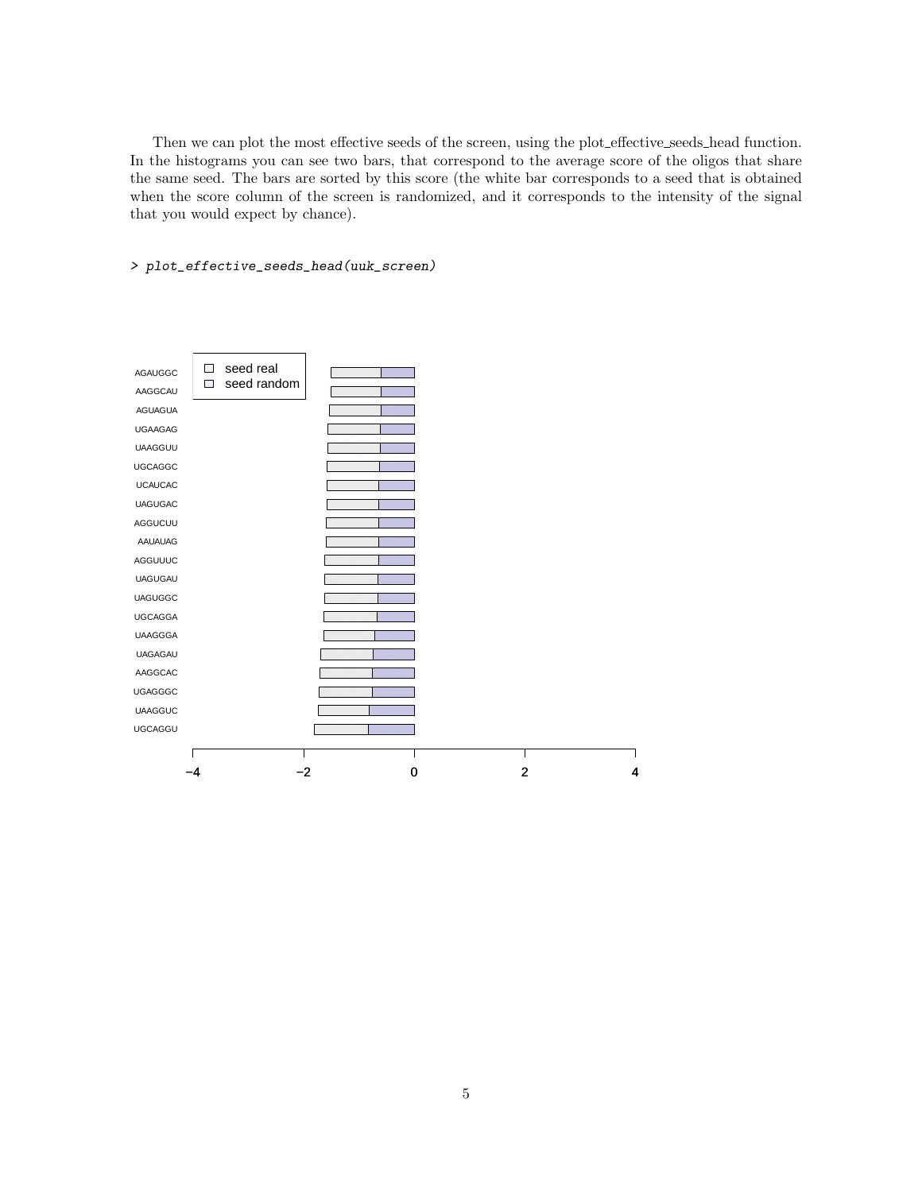Then we can plot the most effective seeds of the screen, using the plot_effective_seeds_head function. In the histograms you can see two bars, that correspond to the average score of the oligos that share the same seed. The bars are sorted by this score (the white bar corresponds to a seed that is obtained when the score column of the screen is randomized, and it corresponds to the intensity of the signal that you would expect by chance).

```
> plot_effective_seeds_head(uuk_screen)
```

seed real
seed random

AGAUGGC
AAGGCAU
AGUAGUA
UGAAGAG
UAAGGUU
UGCAGGC
UCAUCAC
UAGUGAC
AGGUCUU
AAUAUAG
AGGUUUC
UAGUGAU
UAGUGGC
UGCAGGA
UAAGGGA
UAGAGAU
AAGGCAC
UGAGGGC
UAAGGUC
UGCAGGU

−4
−2
0
2
4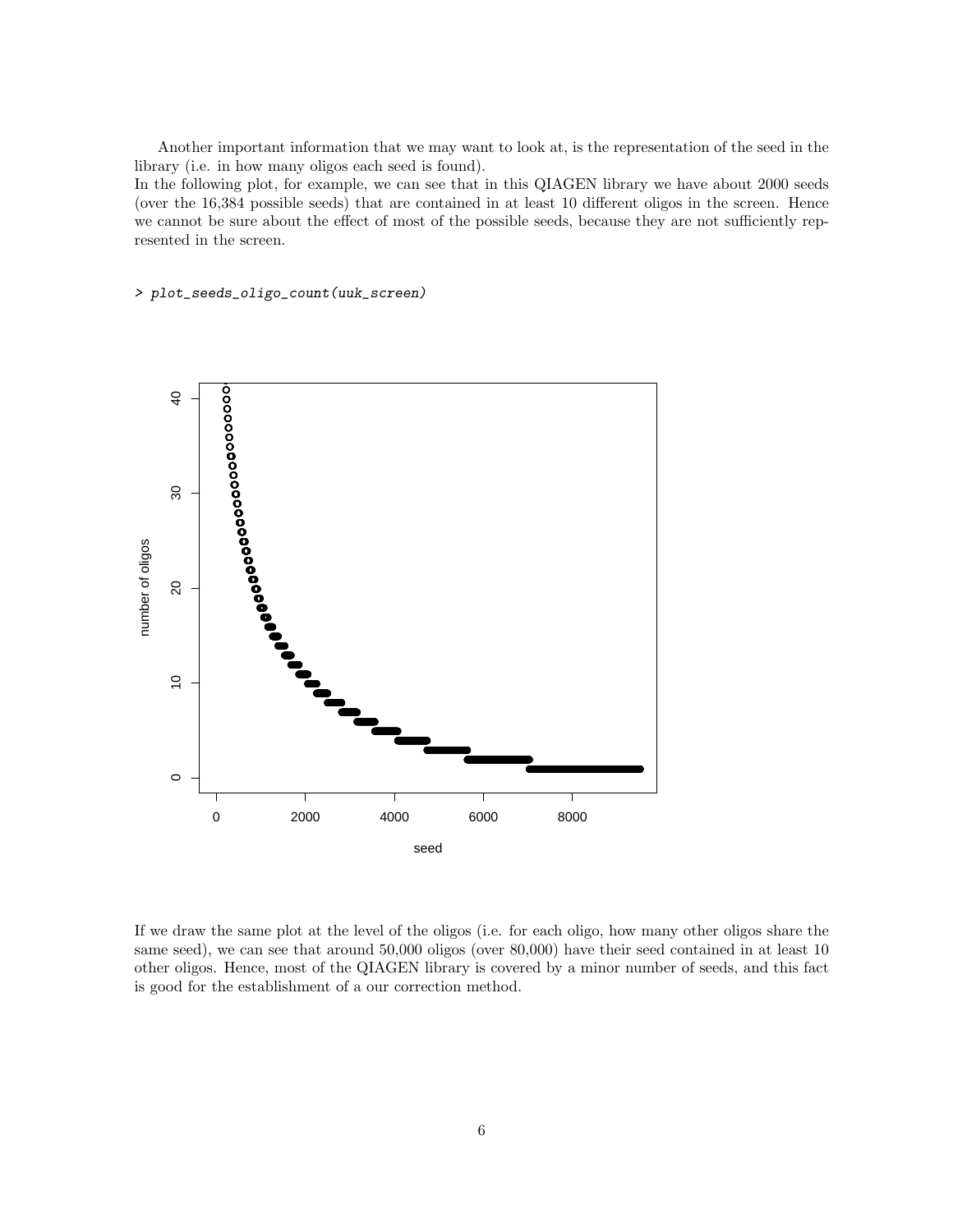Another important information that we may want to look at, is the representation of the seed in the library (i.e. in how many oligos each seed is found).
In the following plot, for example, we can see that in this QIAGEN library we have about 2000 seeds (over the 16,384 possible seeds) that are contained in at least 10 different oligos in the screen. Hence we cannot be sure about the effect of most of the possible seeds, because they are not sufficiently represented in the screen.

```
> plot_seeds_oligo_count(uuk_screen)
```

number of oligos

0
10
20
30
40

0
2000
4000
6000
8000

seed

If we draw the same plot at the level of the oligos (i.e. for each oligo, how many other oligos share the same seed), we can see that around 50,000 oligos (over 80,000) have their seed contained in at least 10 other oligos. Hence, most of the QIAGEN library is covered by a minor number of seeds, and this fact is good for the establishment of a our correction method.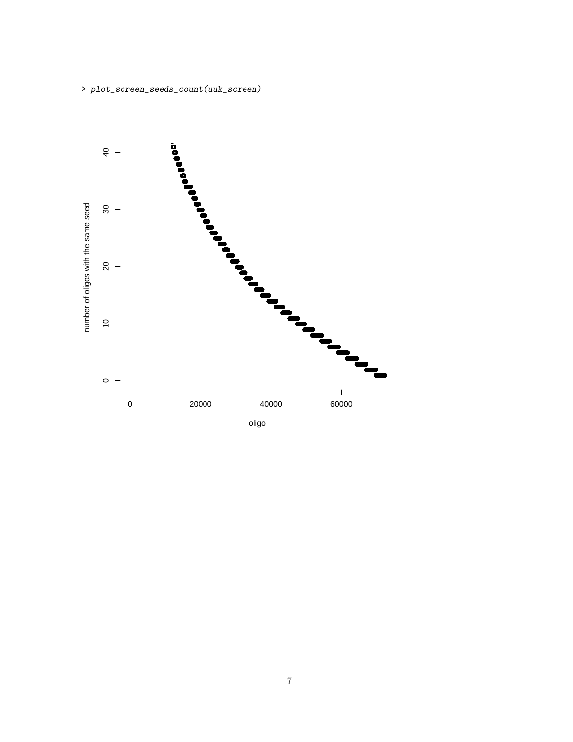```
> plot_screen_seeds_count(uuk_screen)
```

number of oligos with the same seed

0
10
20
30
40

0
20000
40000
60000

oligo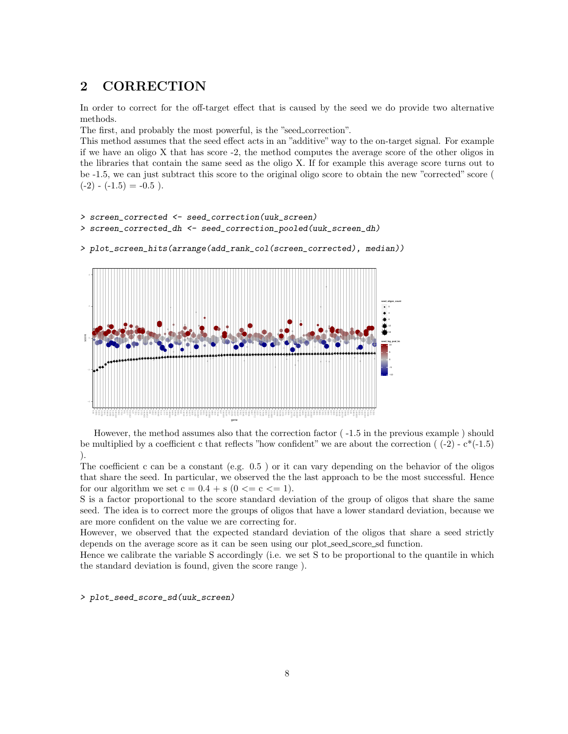## 2 CORRECTION

In order to correct for the off-target effect that is caused by the seed we do provide two alternative methods.
The first, and probably the most powerful, is the "seed_correction".
This method assumes that the seed effect acts in an "additive" way to the on-target signal. For example if we have an oligo X that has score -2, the method computes the average score of the other oligos in the libraries that contain the same seed as the oligo X. If for example this average score turns out to be -1.5, we can just subtract this score to the original oligo score to obtain the new "corrected" score ( (-2) - (-1.5) = -0.5 ).

```
> screen_corrected <- seed_correction(uuk_screen)
> screen_corrected_dh <- seed_correction_pooled(uuk_screen_dh)
```

```
> plot_screen_hits(arrange(add_rank_col(screen_corrected), median))
```

score
gene
seed_oligos_count
seed_log_pval_bs

However, the method assumes also that the correction factor ( -1.5 in the previous example ) should be multiplied by a coefficient c that reflects "how confident" we are about the correction ( (-2) - c*(-1.5) ).
The coefficient c can be a constant (e.g. 0.5 ) or it can vary depending on the behavior of the oligos that share the seed. In particular, we observed the the last approach to be the most successful. Hence for our algorithm we set c = 0.4 + s (0 <= c <= 1).
S is a factor proportional to the score standard deviation of the group of oligos that share the same seed. The idea is to correct more the groups of oligos that have a lower standard deviation, because we are more confident on the value we are correcting for.
However, we observed that the expected standard deviation of the oligos that share a seed strictly depends on the average score as it can be seen using our plot_seed_score_sd function.
Hence we calibrate the variable S accordingly (i.e. we set S to be proportional to the quantile in which the standard deviation is found, given the score range ).

```
> plot_seed_score_sd(uuk_screen)
```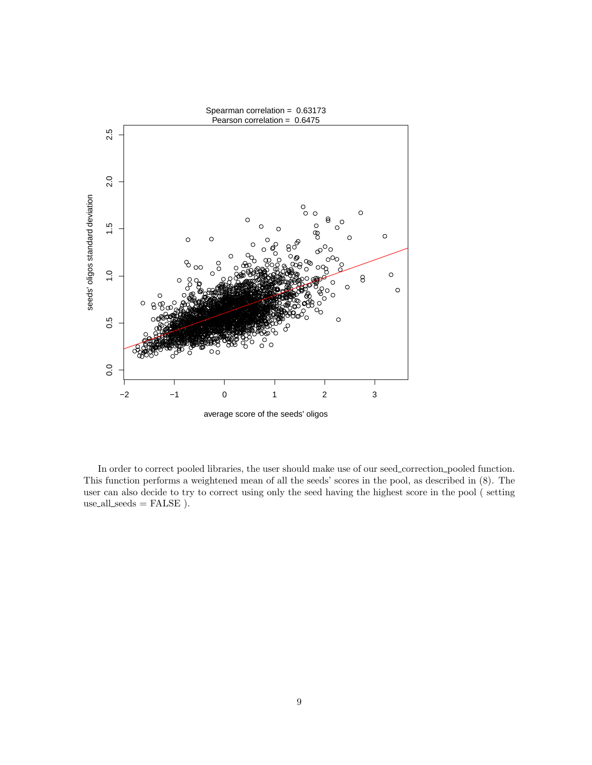Spearman correlation = 0.63173
Pearson correlation = 0.6475

seeds' oligos standard deviation

0.0 0.5 1.0 1.5 2.0 2.5

−2 −1 0 1 2 3

average score of the seeds' oligos

In order to correct pooled libraries, the user should make use of our seed_correction_pooled function. This function performs a weightened mean of all the seeds' scores in the pool, as described in (8). The user can also decide to try to correct using only the seed having the highest score in the pool ( setting use_all_seeds = FALSE ).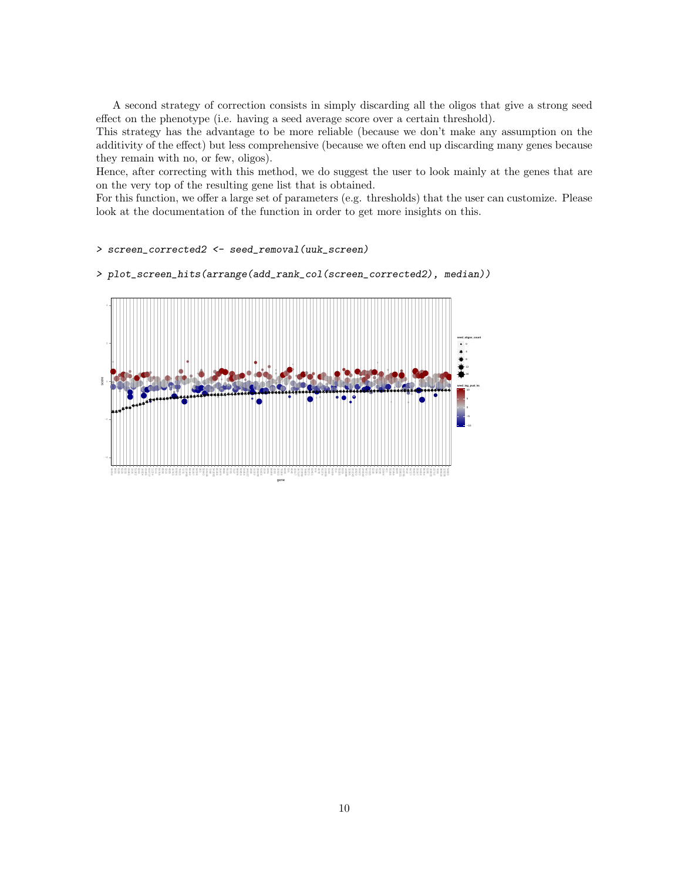A second strategy of correction consists in simply discarding all the oligos that give a strong seed effect on the phenotype (i.e. having a seed average score over a certain threshold).
This strategy has the advantage to be more reliable (because we don't make any assumption on the additivity of the effect) but less comprehensive (because we often end up discarding many genes because they remain with no, or few, oligos).
Hence, after correcting with this method, we do suggest the user to look mainly at the genes that are on the very top of the resulting gene list that is obtained.
For this function, we offer a large set of parameters (e.g. thresholds) that the user can customize. Please look at the documentation of the function in order to get more insights on this.

```
> screen_corrected2 <- seed_removal(uuk_screen)
```

```
> plot_screen_hits(arrange(add_rank_col(screen_corrected2), median))
```

seed_oligos_count
0
4
8
12
16

seed_log_pval_ks
10
5
0
-5
-10

score

gene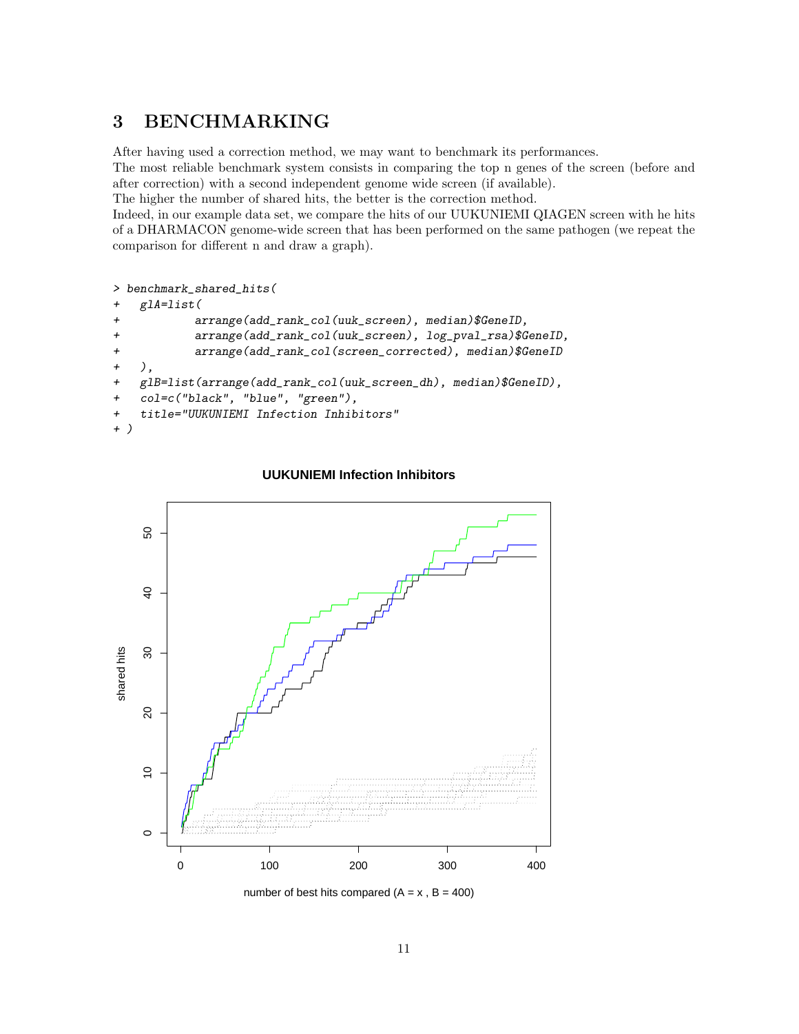# 3 BENCHMARKING

After having used a correction method, we may want to benchmark its performances.
The most reliable benchmark system consists in comparing the top n genes of the screen (before and after correction) with a second independent genome wide screen (if available).
The higher the number of shared hits, the better is the correction method.
Indeed, in our example data set, we compare the hits of our UUKUNIEMI QIAGEN screen with he hits of a DHARMACON genome-wide screen that has been performed on the same pathogen (we repeat the comparison for different n and draw a graph).

```
> benchmark_shared_hits(
+   glA=list(
+           arrange(add_rank_col(uuk_screen), median)$GeneID,
+           arrange(add_rank_col(uuk_screen), log_pval_rsa)$GeneID,
+           arrange(add_rank_col(screen_corrected), median)$GeneID
+   ),
+   glB=list(arrange(add_rank_col(uuk_screen_dh), median)$GeneID),
+   col=c("black", "blue", "green"),
+   title="UUKUNIEMI Infection Inhibitors"
+ )
```

UUKUNIEMI Infection Inhibitors

shared hits

0
10
20
30
40
50

0
100
200
300
400

number of best hits compared (A = x , B = 400)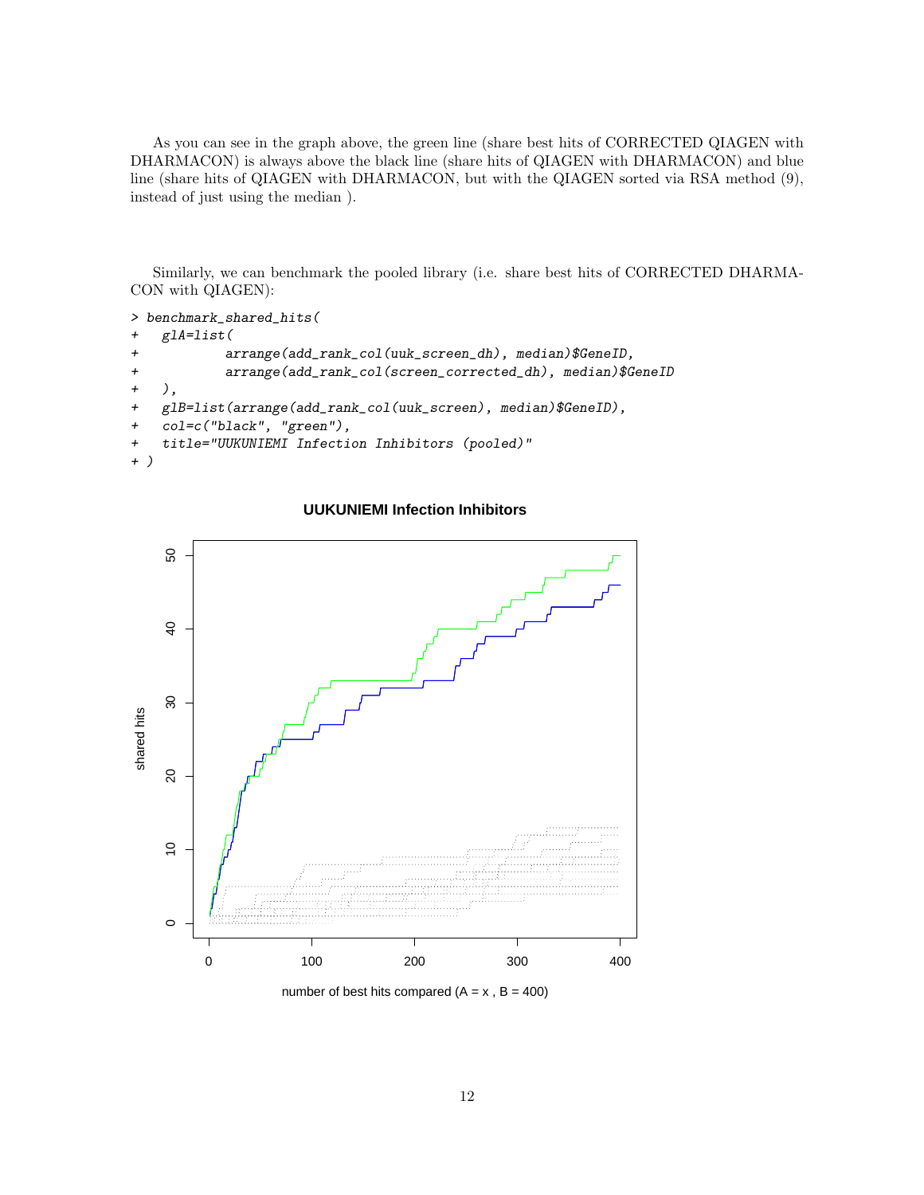As you can see in the graph above, the green line (share best hits of CORRECTED QIAGEN with DHARMACON) is always above the black line (share hits of QIAGEN with DHARMACON) and blue line (share hits of QIAGEN with DHARMACON, but with the QIAGEN sorted via RSA method (9), instead of just using the median ).

Similarly, we can benchmark the pooled library (i.e. share best hits of CORRECTED DHARMACON with QIAGEN):

```
> benchmark_shared_hits(
+   glA=list(
+           arrange(add_rank_col(uuk_screen_dh), median)$GeneID,
+           arrange(add_rank_col(screen_corrected_dh), median)$GeneID
+   ),
+   glB=list(arrange(add_rank_col(uuk_screen), median)$GeneID),
+   col=c("black", "green"),
+   title="UUKUNIEMI Infection Inhibitors (pooled)"
+ )
```

UUKUNIEMI Infection Inhibitors

shared hits

0
10
20
30
40
50

0
100
200
300
400

number of best hits compared (A = x , B = 400)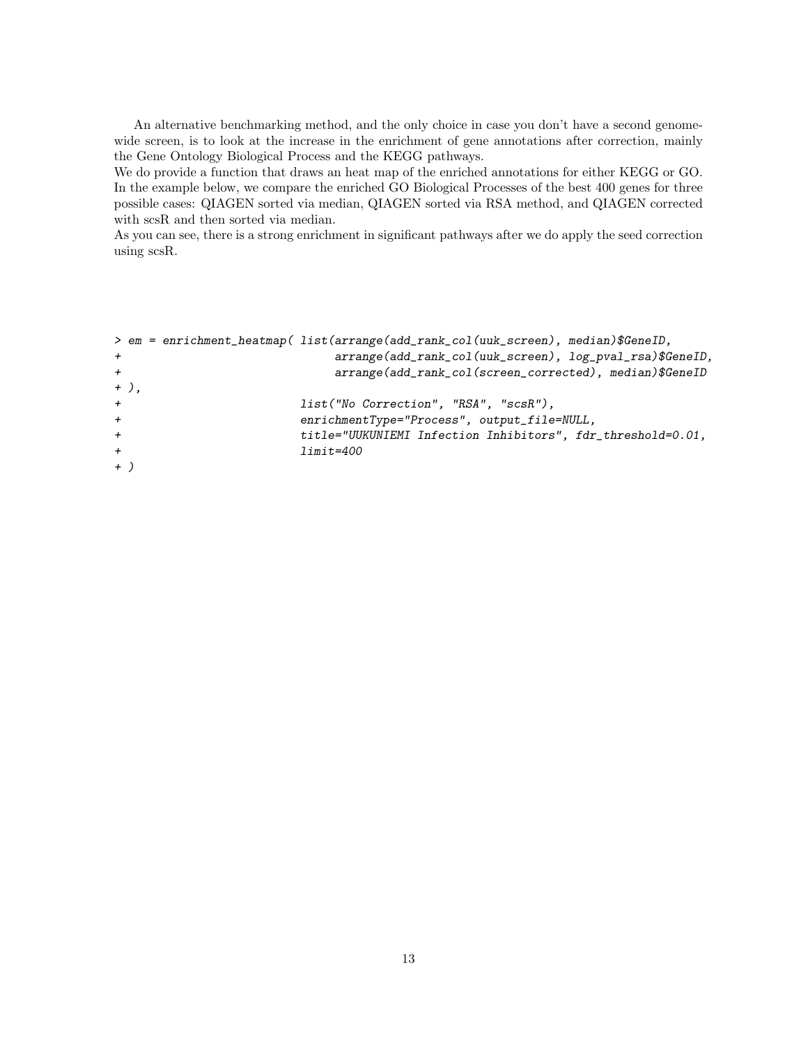An alternative benchmarking method, and the only choice in case you don't have a second genome-wide screen, is to look at the increase in the enrichment of gene annotations after correction, mainly the Gene Ontology Biological Process and the KEGG pathways.
We do provide a function that draws an heat map of the enriched annotations for either KEGG or GO. In the example below, we compare the enriched GO Biological Processes of the best 400 genes for three possible cases: QIAGEN sorted via median, QIAGEN sorted via RSA method, and QIAGEN corrected with scsR and then sorted via median.
As you can see, there is a strong enrichment in significant pathways after we do apply the seed correction using scsR.

```
> em = enrichment_heatmap( list(arrange(add_rank_col(uuk_screen), median)$GeneID,
+                                arrange(add_rank_col(uuk_screen), log_pval_rsa)$GeneID,
+                                arrange(add_rank_col(screen_corrected), median)$GeneID
+ ),
+                          list("No Correction", "RSA", "scsR"),
+                          enrichmentType="Process", output_file=NULL,
+                          title="UUKUNIEMI Infection Inhibitors", fdr_threshold=0.01,
+                          limit=400
+ )
```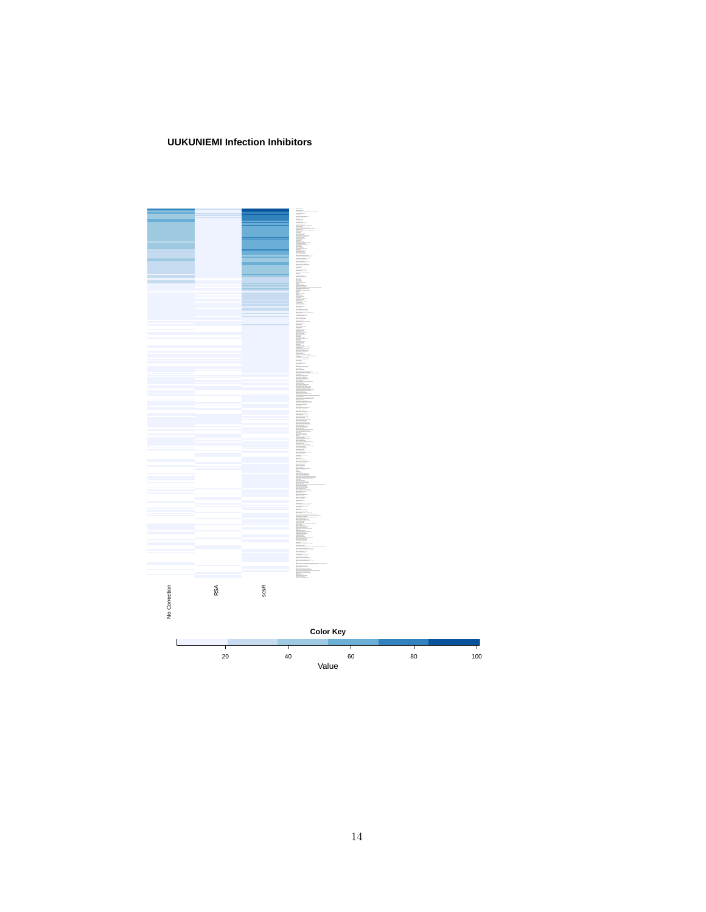**UUKUNIEMI Infection Inhibitors**

No Correction

RSA

scsR

Color Key

20

40

60

80

100

Value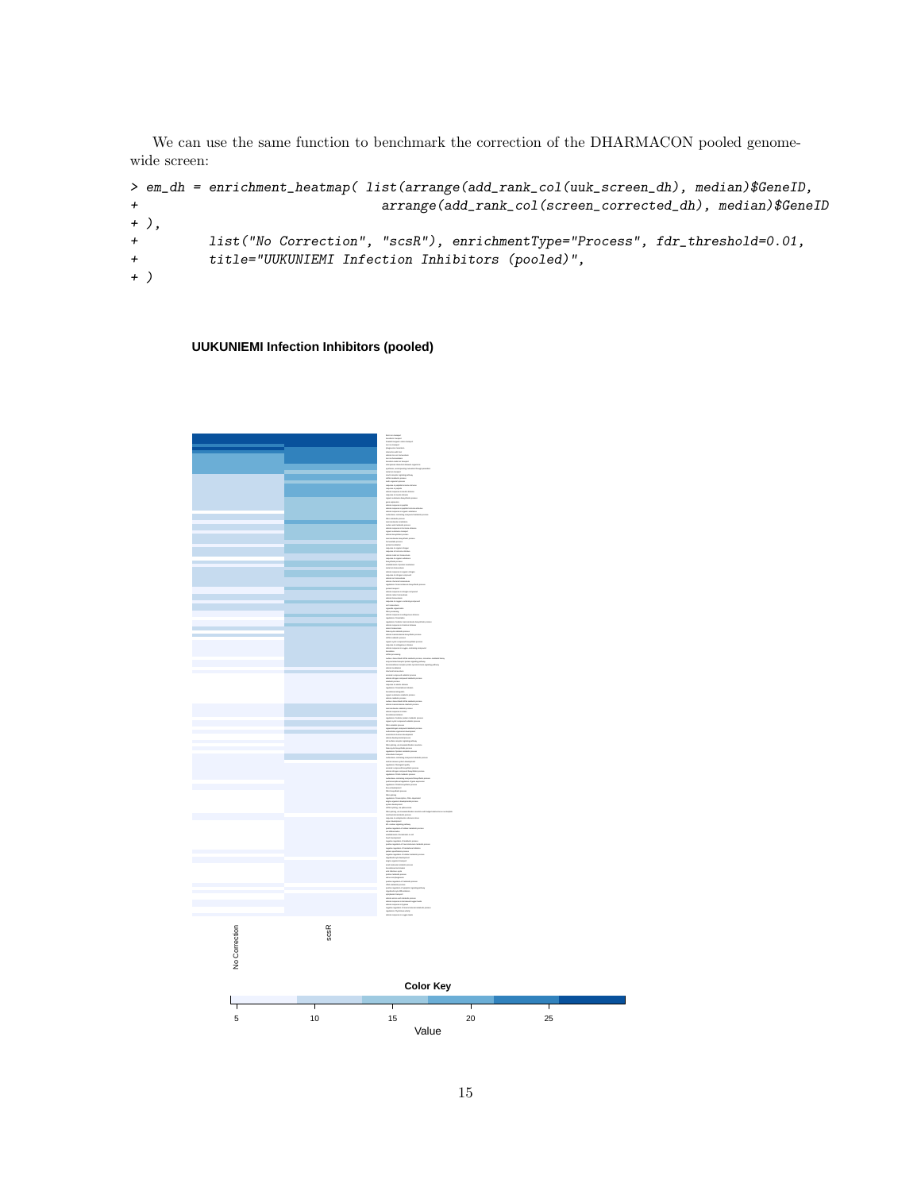We can use the same function to benchmark the correction of the DHARMACON pooled genome-wide screen:

```
> em_dh = enrichment_heatmap( list(arrange(add_rank_col(uuk_screen_dh), median)$GeneID,
+                                  arrange(add_rank_col(screen_corrected_dh), median)$GeneID
+ ),
+         list("No Correction", "scsR"), enrichmentType="Process", fdr_threshold=0.01,
+         title="UUKUNIEMI Infection Inhibitors (pooled)",
+ )
```

UUKUNIEMI Infection Inhibitors (pooled)

No Correction

scsR

Color Key

5
10
15
20
25

Value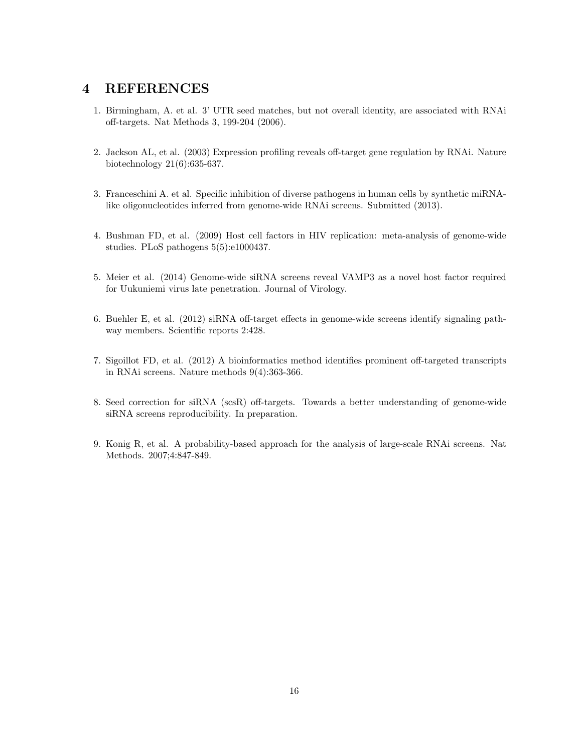# 4 REFERENCES

1. Birmingham, A. et al. 3' UTR seed matches, but not overall identity, are associated with RNAi off-targets. Nat Methods 3, 199-204 (2006).

2. Jackson AL, et al. (2003) Expression profiling reveals off-target gene regulation by RNAi. Nature biotechnology 21(6):635-637.

3. Franceschini A. et al. Specific inhibition of diverse pathogens in human cells by synthetic miRNA-like oligonucleotides inferred from genome-wide RNAi screens. Submitted (2013).

4. Bushman FD, et al. (2009) Host cell factors in HIV replication: meta-analysis of genome-wide studies. PLoS pathogens 5(5):e1000437.

5. Meier et al. (2014) Genome-wide siRNA screens reveal VAMP3 as a novel host factor required for Uukuniemi virus late penetration. Journal of Virology.

6. Buehler E, et al. (2012) siRNA off-target effects in genome-wide screens identify signaling pathway members. Scientific reports 2:428.

7. Sigoillot FD, et al. (2012) A bioinformatics method identifies prominent off-targeted transcripts in RNAi screens. Nature methods 9(4):363-366.

8. Seed correction for siRNA (scsR) off-targets. Towards a better understanding of genome-wide siRNA screens reproducibility. In preparation.

9. Konig R, et al. A probability-based approach for the analysis of large-scale RNAi screens. Nat Methods. 2007;4:847-849.